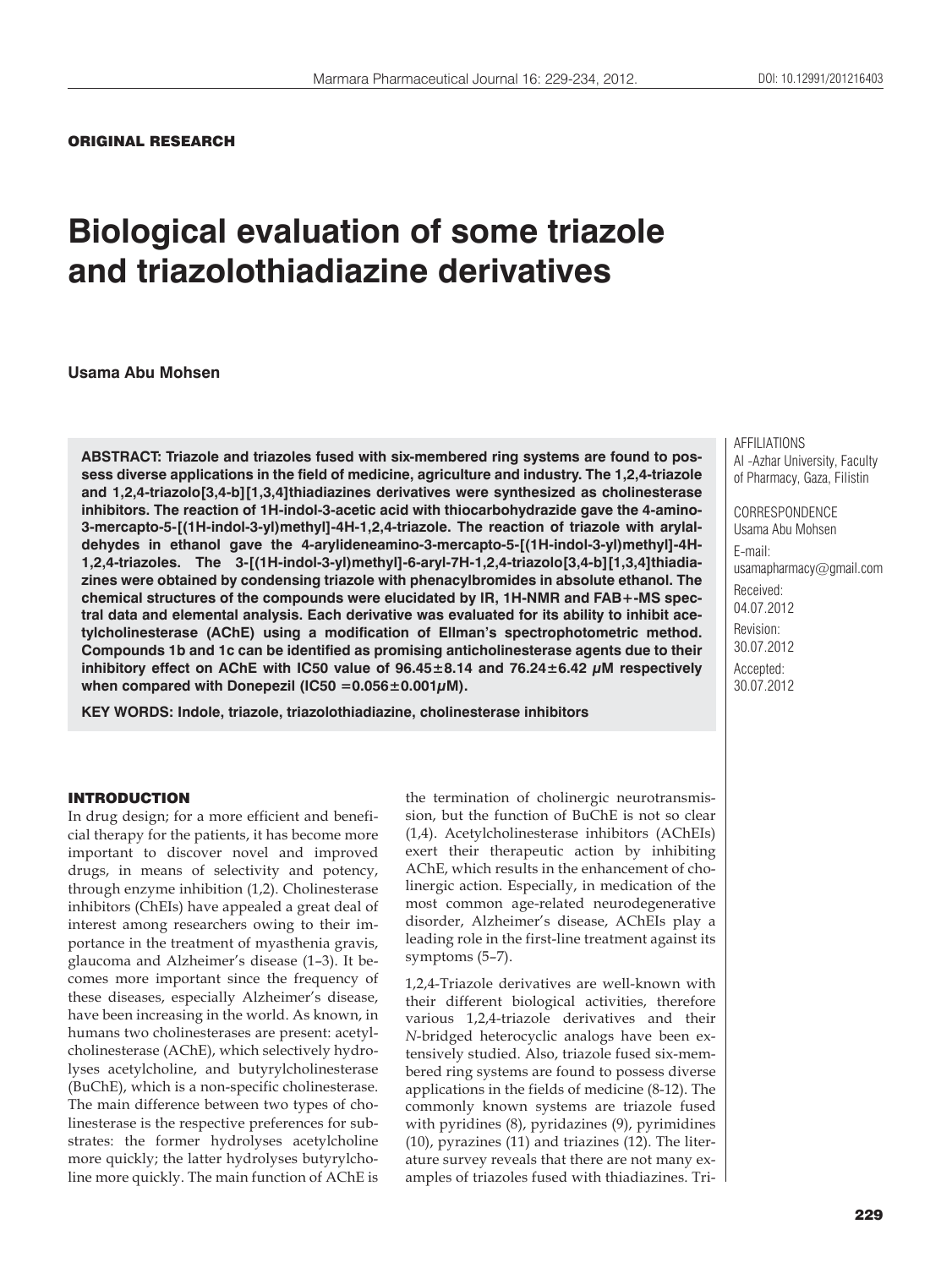ORIGINAL RESEARCH

# Biological evaluation of some triazole and triazolothiadiazine derivatives

**Usama Abu Mohsen**

AFFILIATIONS
Al -Azhar University, Faculty of Pharmacy, Gaza, Filistin

CORRESPONDENCE
Usama Abu Mohsen
E-mail:
usamapharmacy@gmail.com

Received:
04.07.2012
Revision:
30.07.2012
Accepted:
30.07.2012

**ABSTRACT: Triazole and triazoles fused with six-membered ring systems are found to possess diverse applications in the field of medicine, agriculture and industry. The 1,2,4-triazole and 1,2,4-triazolo[3,4-b][1,3,4]thiadiazines derivatives were synthesized as cholinesterase inhibitors. The reaction of 1H-indol-3-acetic acid with thiocarbohydrazide gave the 4-amino-3-mercapto-5-[(1H-indol-3-yl)methyl]-4H-1,2,4-triazole. The reaction of triazole with arylaldehydes in ethanol gave the 4-arylideneamino-3-mercapto-5-[(1H-indol-3-yl)methyl]-4H-1,2,4-triazoles. The 3-[(1H-indol-3-yl)methyl]-6-aryl-7H-1,2,4-triazolo[3,4-b][1,3,4]thiadiazines were obtained by condensing triazole with phenacylbromides in absolute ethanol. The chemical structures of the compounds were elucidated by IR, 1H-NMR and FAB+-MS spectral data and elemental analysis. Each derivative was evaluated for its ability to inhibit acetylcholinesterase (AChE) using a modification of Ellman's spectrophotometric method. Compounds 1b and 1c can be identified as promising anticholinesterase agents due to their inhibitory effect on AChE with IC50 value of 96.45±8.14 and 76.24±6.42 μM respectively when compared with Donepezil (IC50 =0.056±0.001μM).**

**KEY WORDS: Indole, triazole, triazolothiadiazine, cholinesterase inhibitors**

## INTRODUCTION

In drug design; for a more efficient and beneficial therapy for the patients, it has become more important to discover novel and improved drugs, in means of selectivity and potency, through enzyme inhibition (1,2). Cholinesterase inhibitors (ChEIs) have appealed a great deal of interest among researchers owing to their importance in the treatment of myasthenia gravis, glaucoma and Alzheimer's disease (1–3). It becomes more important since the frequency of these diseases, especially Alzheimer's disease, have been increasing in the world. As known, in humans two cholinesterases are present: acetylcholinesterase (AChE), which selectively hydrolyses acetylcholine, and butyrylcholinesterase (BuChE), which is a non-specific cholinesterase. The main difference between two types of cholinesterase is the respective preferences for substrates: the former hydrolyses acetylcholine more quickly; the latter hydrolyses butyrylcholine more quickly. The main function of AChE is the termination of cholinergic neurotransmission, but the function of BuChE is not so clear (1,4). Acetylcholinesterase inhibitors (AChEIs) exert their therapeutic action by inhibiting AChE, which results in the enhancement of cholinergic action. Especially, in medication of the most common age-related neurodegenerative disorder, Alzheimer's disease, AChEIs play a leading role in the first-line treatment against its symptoms (5–7).

1,2,4-Triazole derivatives are well-known with their different biological activities, therefore various 1,2,4-triazole derivatives and their *N*-bridged heterocyclic analogs have been extensively studied. Also, triazole fused six-membered ring systems are found to possess diverse applications in the fields of medicine (8-12). The commonly known systems are triazole fused with pyridines (8), pyridazines (9), pyrimidines (10), pyrazines (11) and triazines (12). The literature survey reveals that there are not many examples of triazoles fused with thiadiazines. Tri-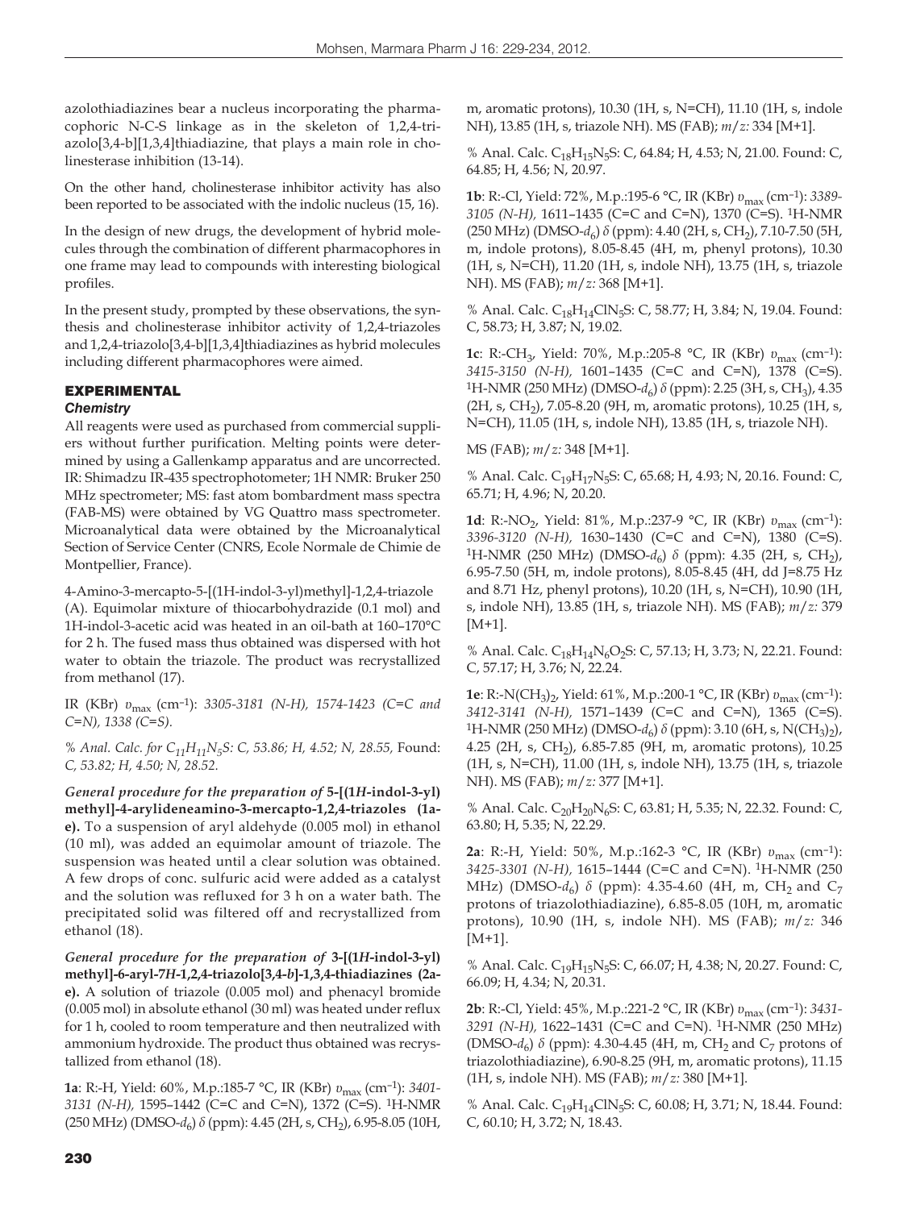azolothiadiazines bear a nucleus incorporating the pharmacophoric N-C-S linkage as in the skeleton of 1,2,4-triazolo[3,4-b][1,3,4]thiadiazine, that plays a main role in cholinesterase inhibition (13-14).

On the other hand, cholinesterase inhibitor activity has also been reported to be associated with the indolic nucleus (15, 16).

In the design of new drugs, the development of hybrid molecules through the combination of different pharmacophores in one frame may lead to compounds with interesting biological profiles.

In the present study, prompted by these observations, the synthesis and cholinesterase inhibitor activity of 1,2,4-triazoles and 1,2,4-triazolo[3,4-b][1,3,4]thiadiazines as hybrid molecules including different pharmacophores were aimed.

## EXPERIMENTAL

### Chemistry

All reagents were used as purchased from commercial suppliers without further purification. Melting points were determined by using a Gallenkamp apparatus and are uncorrected. IR: Shimadzu IR-435 spectrophotometer; 1H NMR: Bruker 250 MHz spectrometer; MS: fast atom bombardment mass spectra (FAB-MS) were obtained by VG Quattro mass spectrometer. Microanalytical data were obtained by the Microanalytical Section of Service Center (CNRS, Ecole Normale de Chimie de Montpellier, France).

4-Amino-3-mercapto-5-[(1H-indol-3-yl)methyl]-1,2,4-triazole (A). Equimolar mixture of thiocarbohydrazide (0.1 mol) and 1H-indol-3-acetic acid was heated in an oil-bath at 160–170°C for 2 h. The fused mass thus obtained was dispersed with hot water to obtain the triazole. The product was recrystallized from methanol (17).

IR (KBr) $\upsilon_{max}$ (cm$^{-1}$): *3305-3181 (N-H), 1574-1423 (C=C and C=N), 1338 (C=S).*

*% Anal. Calc. for $C_{11}H_{11}N_5S$: C, 53.86; H, 4.52; N, 28.55,* Found: *C, 53.82; H, 4.50; N, 28.52.*

***General procedure for the preparation of* 5-[(1*H*-indol-3-yl) methyl]-4-arylideneamino-3-mercapto-1,2,4-triazoles (1a-e).** To a suspension of aryl aldehyde (0.005 mol) in ethanol (10 ml), was added an equimolar amount of triazole. The suspension was heated until a clear solution was obtained. A few drops of conc. sulfuric acid were added as a catalyst and the solution was refluxed for 3 h on a water bath. The precipitated solid was filtered off and recrystallized from ethanol (18).

***General procedure for the preparation of* 3-[(1*H*-indol-3-yl) methyl]-6-aryl-7*H*-1,2,4-triazolo[3,4-*b*]-1,3,4-thiadiazines (2a-e).** A solution of triazole (0.005 mol) and phenacyl bromide (0.005 mol) in absolute ethanol (30 ml) was heated under reflux for 1 h, cooled to room temperature and then neutralized with ammonium hydroxide. The product thus obtained was recrystallized from ethanol (18).

**1a**: R:-H, Yield: 60%, M.p.:185-7 °C, IR (KBr) $\upsilon_{max}$ (cm$^{-1}$): *3401-3131 (N-H),* 1595–1442 (C=C and C=N), 1372 (C=S). $^1$H-NMR (250 MHz) (DMSO-$d_6$) $\delta$ (ppm): 4.45 (2H, s, $CH_2$), 6.95-8.05 (10H, m, aromatic protons), 10.30 (1H, s, N=CH), 11.10 (1H, s, indole NH), 13.85 (1H, s, triazole NH). MS (FAB); *m/z:* 334 [M+1].

% Anal. Calc. $C_{18}H_{15}N_5S$: C, 64.84; H, 4.53; N, 21.00. Found: C, 64.85; H, 4.56; N, 20.97.

**1b**: R:-Cl, Yield: 72%, M.p.:195-6 °C, IR (KBr) $\upsilon_{max}$ (cm$^{-1}$): *3389-3105 (N-H),* 1611–1435 (C=C and C=N), 1370 (C=S). $^1$H-NMR (250 MHz) (DMSO-$d_6$) $\delta$ (ppm): 4.40 (2H, s, $CH_2$), 7.10-7.50 (5H, m, indole protons), 8.05-8.45 (4H, m, phenyl protons), 10.30 (1H, s, N=CH), 11.20 (1H, s, indole NH), 13.75 (1H, s, triazole NH). MS (FAB); *m/z:* 368 [M+1].

% Anal. Calc. $C_{18}H_{14}ClN_5S$: C, 58.77; H, 3.84; N, 19.04. Found: C, 58.73; H, 3.87; N, 19.02.

**1c**: R:-$CH_3$, Yield: 70%, M.p.:205-8 °C, IR (KBr) $\upsilon_{max}$ (cm$^{-1}$): *3415-3150 (N-H),* 1601–1435 (C=C and C=N), 1378 (C=S). $^1$H-NMR (250 MHz) (DMSO-$d_6$) $\delta$ (ppm): 2.25 (3H, s, $CH_3$), 4.35 (2H, s, $CH_2$), 7.05-8.20 (9H, m, aromatic protons), 10.25 (1H, s, N=CH), 11.05 (1H, s, indole NH), 13.85 (1H, s, triazole NH).

MS (FAB); *m/z:* 348 [M+1].

% Anal. Calc. $C_{19}H_{17}N_5S$: C, 65.68; H, 4.93; N, 20.16. Found: C, 65.71; H, 4.96; N, 20.20.

**1d**: R:-$NO_2$, Yield: 81%, M.p.:237-9 °C, IR (KBr) $\upsilon_{max}$ (cm$^{-1}$): *3396-3120 (N-H),* 1630–1430 (C=C and C=N), 1380 (C=S). $^1$H-NMR (250 MHz) (DMSO-$d_6$) $\delta$ (ppm): 4.35 (2H, s, $CH_2$), 6.95-7.50 (5H, m, indole protons), 8.05-8.45 (4H, dd J=8.75 Hz and 8.71 Hz, phenyl protons), 10.20 (1H, s, N=CH), 10.90 (1H, s, indole NH), 13.85 (1H, s, triazole NH). MS (FAB); *m/z:* 379 [M+1].

% Anal. Calc. $C_{18}H_{14}N_6O_2S$: C, 57.13; H, 3.73; N, 22.21. Found: C, 57.17; H, 3.76; N, 22.24.

**1e**: R:-$N(CH_3)_2$, Yield: 61%, M.p.:200-1 °C, IR (KBr) $\upsilon_{max}$ (cm$^{-1}$): *3412-3141 (N-H),* 1571–1439 (C=C and C=N), 1365 (C=S). $^1$H-NMR (250 MHz) (DMSO-$d_6$) $\delta$ (ppm): 3.10 (6H, s, $N(CH_3)_2$), 4.25 (2H, s, $CH_2$), 6.85-7.85 (9H, m, aromatic protons), 10.25 (1H, s, N=CH), 11.00 (1H, s, indole NH), 13.75 (1H, s, triazole NH). MS (FAB); *m/z:* 377 [M+1].

% Anal. Calc. $C_{20}H_{20}N_6S$: C, 63.81; H, 5.35; N, 22.32. Found: C, 63.80; H, 5.35; N, 22.29.

**2a**: R:-H, Yield: 50%, M.p.:162-3 °C, IR (KBr) $\upsilon_{max}$ (cm$^{-1}$): *3425-3301 (N-H),* 1615–1444 (C=C and C=N). $^1$H-NMR (250 MHz) (DMSO-$d_6$) $\delta$ (ppm): 4.35-4.60 (4H, m, $CH_2$ and $C_7$ protons of triazolothiadiazine), 6.85-8.05 (10H, m, aromatic protons), 10.90 (1H, s, indole NH). MS (FAB); *m/z:* 346 [M+1].

% Anal. Calc. $C_{19}H_{15}N_5S$: C, 66.07; H, 4.38; N, 20.27. Found: C, 66.09; H, 4.34; N, 20.31.

**2b**: R:-Cl, Yield: 45%, M.p.:221-2 °C, IR (KBr) $\upsilon_{max}$ (cm$^{-1}$): *3431-3291 (N-H),* 1622–1431 (C=C and C=N). $^1$H-NMR (250 MHz) (DMSO-$d_6$) $\delta$ (ppm): 4.30-4.45 (4H, m, $CH_2$ and $C_7$ protons of triazolothiadiazine), 6.90-8.25 (9H, m, aromatic protons), 11.15 (1H, s, indole NH). MS (FAB); *m/z:* 380 [M+1].

% Anal. Calc. $C_{19}H_{14}ClN_5S$: C, 60.08; H, 3.71; N, 18.44. Found: C, 60.10; H, 3.72; N, 18.43.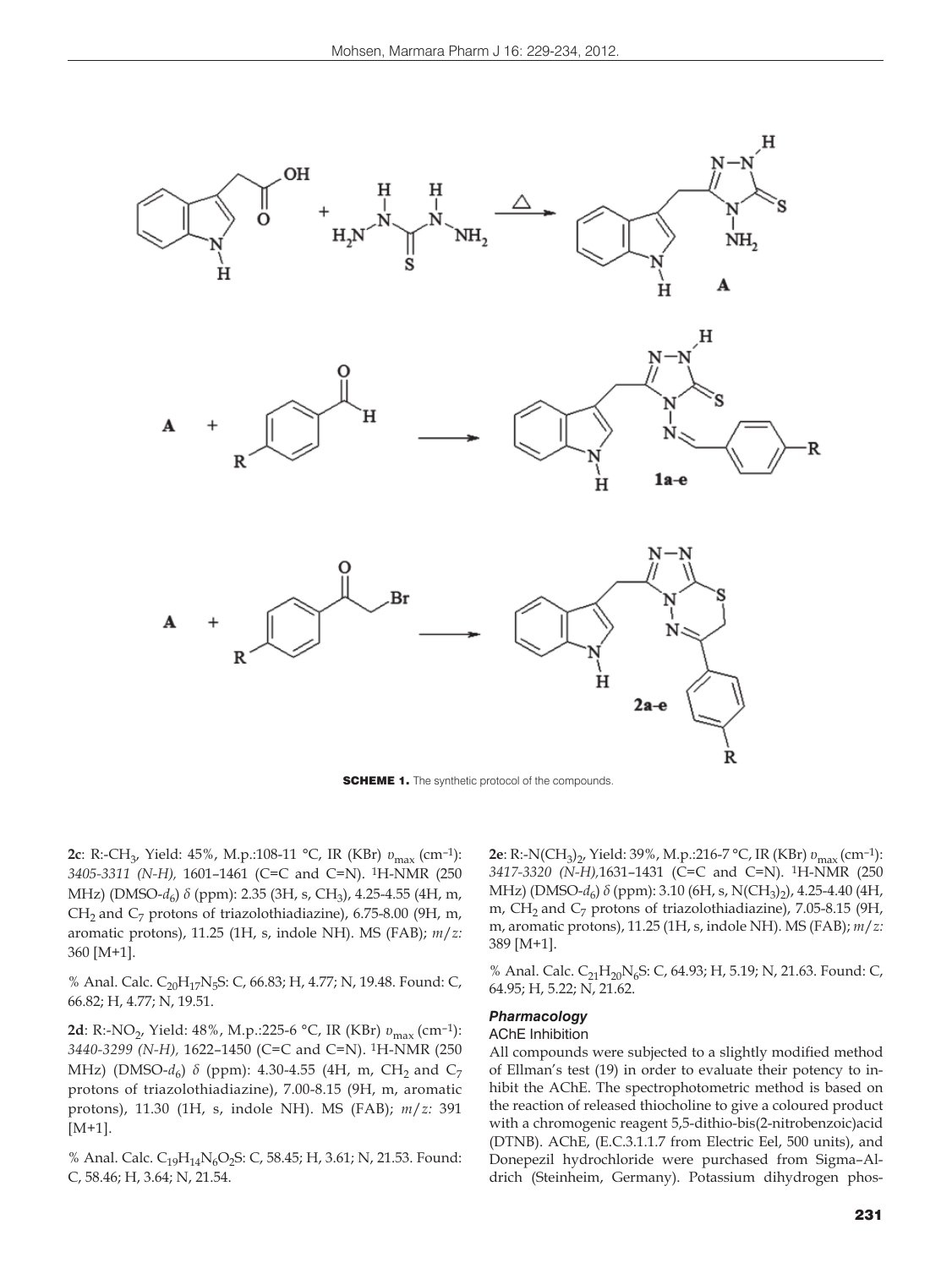**SCHEME 1.** The synthetic protocol of the compounds.

**2c**: R:-$CH_3$, Yield: 45%, M.p.:108-11 °C, IR (KBr) $\upsilon_{max}$ ($cm^{-1}$): *3405-3311 (N-H),* 1601–1461 (C=C and C=N). $^1$H-NMR (250 MHz) (DMSO-$d_6$) $\delta$ (ppm): 2.35 (3H, s, $CH_3$), 4.25-4.55 (4H, m, $CH_2$ and $C_7$ protons of triazolothiadiazine), 6.75-8.00 (9H, m, aromatic protons), 11.25 (1H, s, indole NH). MS (FAB); *m/z:* 360 [M+1].

% Anal. Calc. $C_{20}H_{17}N_5S$: C, 66.83; H, 4.77; N, 19.48. Found: C, 66.82; H, 4.77; N, 19.51.

**2d**: R:-$NO_2$, Yield: 48%, M.p.:225-6 °C, IR (KBr) $\upsilon_{max}$ ($cm^{-1}$): *3440-3299 (N-H),* 1622–1450 (C=C and C=N). $^1$H-NMR (250 MHz) (DMSO-$d_6$) $\delta$ (ppm): 4.30-4.55 (4H, m, $CH_2$ and $C_7$ protons of triazolothiadiazine), 7.00-8.15 (9H, m, aromatic protons), 11.30 (1H, s, indole NH). MS (FAB); *m/z:* 391 [M+1].

% Anal. Calc. $C_{19}H_{14}N_6O_2S$: C, 58.45; H, 3.61; N, 21.53. Found: C, 58.46; H, 3.64; N, 21.54.

**2e**: R:-$N(CH_3)_2$, Yield: 39%, M.p.:216-7 °C, IR (KBr) $\upsilon_{max}$ ($cm^{-1}$): *3417-3320 (N-H),*1631–1431 (C=C and C=N). $^1$H-NMR (250 MHz) (DMSO-$d_6$) $\delta$ (ppm): 3.10 (6H, s, $N(CH_3)_2$), 4.25-4.40 (4H, m, $CH_2$ and $C_7$ protons of triazolothiadiazine), 7.05-8.15 (9H, m, aromatic protons), 11.25 (1H, s, indole NH). MS (FAB); *m/z:* 389 [M+1].

% Anal. Calc. $C_{21}H_{20}N_6S$: C, 64.93; H, 5.19; N, 21.63. Found: C, 64.95; H, 5.22; N, 21.62.

### *Pharmacology*

#### AChE Inhibition

All compounds were subjected to a slightly modified method of Ellman's test (19) in order to evaluate their potency to inhibit the AChE. The spectrophotometric method is based on the reaction of released thiocholine to give a coloured product with a chromogenic reagent 5,5-dithio-bis(2-nitrobenzoic)acid (DTNB). AChE, (E.C.3.1.1.7 from Electric Eel, 500 units), and Donepezil hydrochloride were purchased from Sigma–Aldrich (Steinheim, Germany). Potassium dihydrogen phos-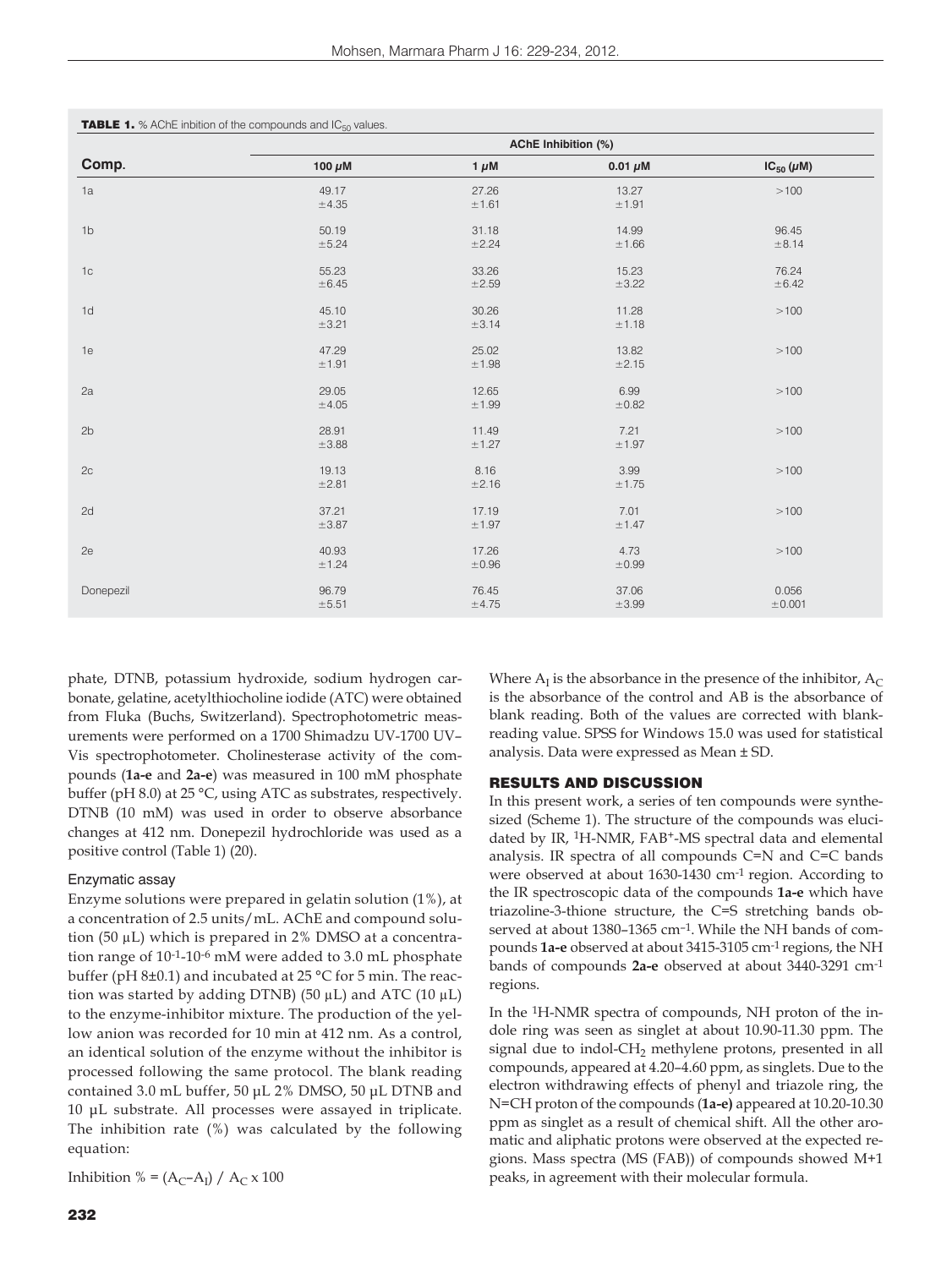**TABLE 1.** % AChE inbition of the compounds and $IC_{50}$ values.

| Comp. | AChE Inhibition (%) | | | |
|---|---|---|---|---|
| | 100 $\mu M$ | 1 $\mu M$ | 0.01 $\mu M$ | $IC_{50}$ ($\mu M$) |
| 1a | 49.17 ±4.35 | 27.26 ±1.61 | 13.27 ±1.91 | >100 |
| 1b | 50.19 ±5.24 | 31.18 ±2.24 | 14.99 ±1.66 | 96.45 ±8.14 |
| 1c | 55.23 ±6.45 | 33.26 ±2.59 | 15.23 ±3.22 | 76.24 ±6.42 |
| 1d | 45.10 ±3.21 | 30.26 ±3.14 | 11.28 ±1.18 | >100 |
| 1e | 47.29 ±1.91 | 25.02 ±1.98 | 13.82 ±2.15 | >100 |
| 2a | 29.05 ±4.05 | 12.65 ±1.99 | 6.99 ±0.82 | >100 |
| 2b | 28.91 ±3.88 | 11.49 ±1.27 | 7.21 ±1.97 | >100 |
| 2c | 19.13 ±2.81 | 8.16 ±2.16 | 3.99 ±1.75 | >100 |
| 2d | 37.21 ±3.87 | 17.19 ±1.97 | 7.01 ±1.47 | >100 |
| 2e | 40.93 ±1.24 | 17.26 ±0.96 | 4.73 ±0.99 | >100 |
| Donepezil | 96.79 ±5.51 | 76.45 ±4.75 | 37.06 ±3.99 | 0.056 ±0.001 |

phate, DTNB, potassium hydroxide, sodium hydrogen carbonate, gelatine, acetylthiocholine iodide (ATC) were obtained from Fluka (Buchs, Switzerland). Spectrophotometric measurements were performed on a 1700 Shimadzu UV-1700 UV–Vis spectrophotometer. Cholinesterase activity of the compounds (**1a-e** and **2a-e**) was measured in 100 mM phosphate buffer (pH 8.0) at 25 °C, using ATC as substrates, respectively. DTNB (10 mM) was used in order to observe absorbance changes at 412 nm. Donepezil hydrochloride was used as a positive control (Table 1) (20).

### Enzymatic assay

Enzyme solutions were prepared in gelatin solution (1%), at a concentration of 2.5 units/mL. AChE and compound solution (50 µL) which is prepared in 2% DMSO at a concentration range of $10^{-1}$-$10^{-6}$ mM were added to 3.0 mL phosphate buffer (pH 8±0.1) and incubated at 25 °C for 5 min. The reaction was started by adding DTNB) (50 µL) and ATC (10 µL) to the enzyme-inhibitor mixture. The production of the yellow anion was recorded for 10 min at 412 nm. As a control, an identical solution of the enzyme without the inhibitor is processed following the same protocol. The blank reading contained 3.0 mL buffer, 50 µL 2% DMSO, 50 µL DTNB and 10 µL substrate. All processes were assayed in triplicate. The inhibition rate (%) was calculated by the following equation:

Inhibition % = $(A_C – A_I) / A_C \times 100$

Where $A_I$ is the absorbance in the presence of the inhibitor, $A_C$ is the absorbance of the control and AB is the absorbance of blank reading. Both of the values are corrected with blank-reading value. SPSS for Windows 15.0 was used for statistical analysis. Data were expressed as Mean ± SD.

## RESULTS AND DISCUSSION

In this present work, a series of ten compounds were synthesized (Scheme 1). The structure of the compounds was elucidated by IR, $^1$H-NMR, FAB$^+$-MS spectral data and elemental analysis. IR spectra of all compounds C=N and C=C bands were observed at about 1630-1430 cm$^{-1}$ region. According to the IR spectroscopic data of the compounds **1a-e** which have triazoline-3-thione structure, the C=S stretching bands observed at about 1380–1365 cm$^{-1}$. While the NH bands of compounds **1a-e** observed at about 3415-3105 cm$^{-1}$ regions, the NH bands of compounds **2a-e** observed at about 3440-3291 cm$^{-1}$ regions.

In the $^1$H-NMR spectra of compounds, NH proton of the indole ring was seen as singlet at about 10.90-11.30 ppm. The signal due to indol-$CH_2$ methylene protons, presented in all compounds, appeared at 4.20–4.60 ppm, as singlets. Due to the electron withdrawing effects of phenyl and triazole ring, the N=CH proton of the compounds (**1a-e)** appeared at 10.20-10.30 ppm as singlet as a result of chemical shift. All the other aromatic and aliphatic protons were observed at the expected regions. Mass spectra (MS (FAB)) of compounds showed M+1 peaks, in agreement with their molecular formula.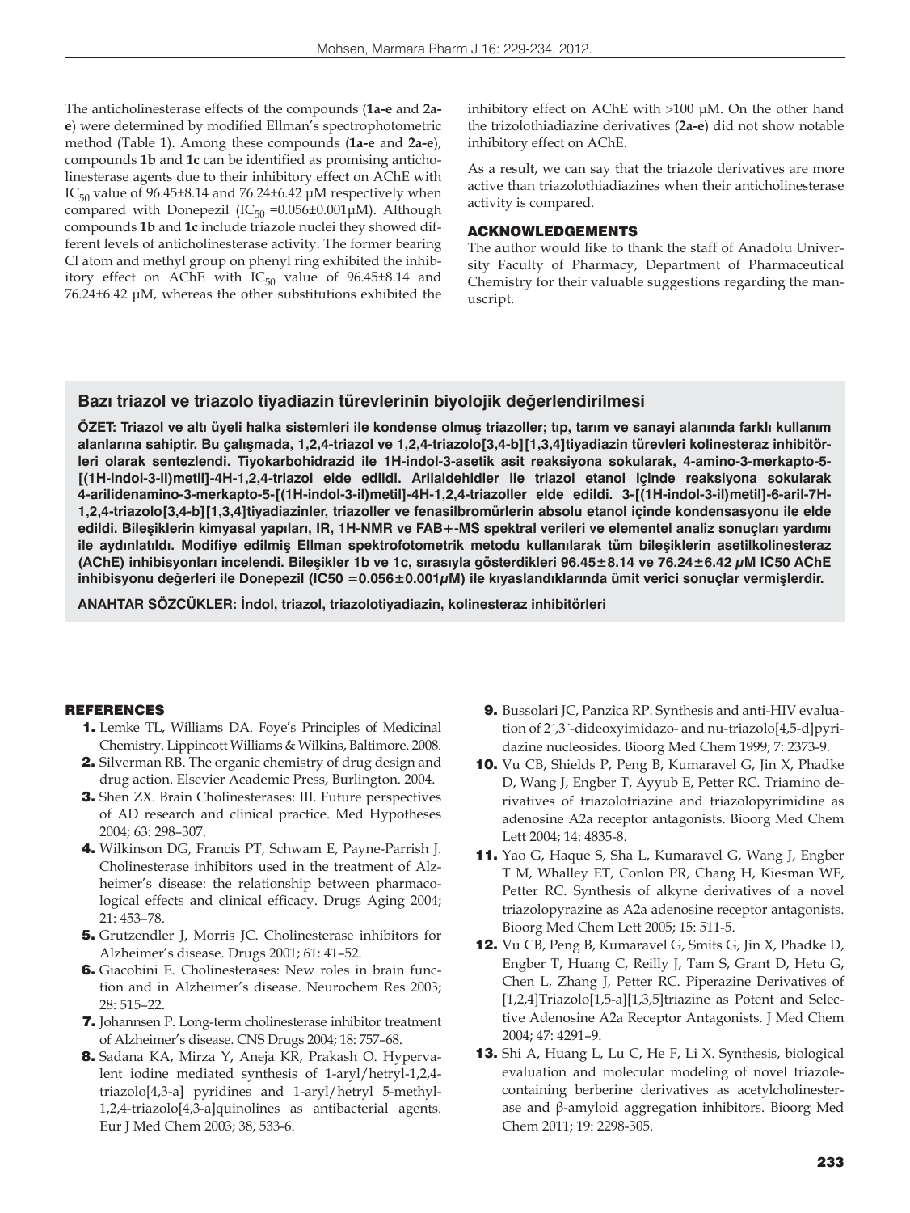The anticholinesterase effects of the compounds (**1a-e** and **2a-e**) were determined by modified Ellman's spectrophotometric method (Table 1). Among these compounds (**1a-e** and **2a-e**), compounds **1b** and **1c** can be identified as promising anticholinesterase agents due to their inhibitory effect on AChE with $IC_{50}$ value of 96.45±8.14 and 76.24±6.42 µM respectively when compared with Donepezil ($IC_{50}$ =0.056±0.001µM). Although compounds **1b** and **1c** include triazole nuclei they showed different levels of anticholinesterase activity. The former bearing Cl atom and methyl group on phenyl ring exhibited the inhibitory effect on AChE with $IC_{50}$ value of 96.45±8.14 and 76.24±6.42 µM, whereas the other substitutions exhibited the inhibitory effect on AChE with >100 µM. On the other hand the trizolothiadiazine derivatives (**2a-e**) did not show notable inhibitory effect on AChE.

As a result, we can say that the triazole derivatives are more active than triazolothiadiazines when their anticholinesterase activity is compared.

## ACKNOWLEDGEMENTS

The author would like to thank the staff of Anadolu University Faculty of Pharmacy, Department of Pharmaceutical Chemistry for their valuable suggestions regarding the manuscript.

## Bazı triazol ve triazolo tiyadiazin türevlerinin biyolojik değerlendirilmesi

**ÖZET: Triazol ve altı üyeli halka sistemleri ile kondense olmuş triazoller; tıp, tarım ve sanayi alanında farklı kullanım alanlarına sahiptir. Bu çalışmada, 1,2,4-triazol ve 1,2,4-triazolo[3,4-b][1,3,4]tiyadiazin türevleri kolinesteraz inhibitörleri olarak sentezlendi. Tiyokarbohidrazid ile 1H-indol-3-asetik asit reaksiyona sokularak, 4-amino-3-merkapto-5-[(1H-indol-3-il)metil]-4H-1,2,4-triazol elde edildi. Arilaldehidler ile triazol etanol içinde reaksiyona sokularak 4-arilidenamino-3-merkapto-5-[(1H-indol-3-il)metil]-4H-1,2,4-triazoller elde edildi. 3-[(1H-indol-3-il)metil]-6-aril-7H-1,2,4-triazolo[3,4-b][1,3,4]tiyadiazinler, triazoller ve fenasilbromürlerin absolu etanol içinde kondensasyonu ile elde edildi. Bileşiklerin kimyasal yapıları, IR, 1H-NMR ve FAB+-MS spektral verileri ve elementel analiz sonuçları yardımı ile aydınlatıldı. Modifiye edilmiş Ellman spektrofotometrik metodu kullanılarak tüm bileşiklerin asetilkolinesteraz (AChE) inhibisyonları incelendi. Bileşikler 1b ve 1c, sırasıyla gösterdikleri 96.45±8.14 ve 76.24±6.42 µM IC50 AChE inhibisyonu değerleri ile Donepezil (IC50 =0.056±0.001µM) ile kıyaslandıklarında ümit verici sonuçlar vermişlerdir.**

**ANAHTAR SÖZCÜKLER: İndol, triazol, triazolotiyadiazin, kolinesteraz inhibitörleri**

## REFERENCES

1. Lemke TL, Williams DA. Foye's Principles of Medicinal Chemistry. Lippincott Williams & Wilkins, Baltimore. 2008.
2. Silverman RB. The organic chemistry of drug design and drug action. Elsevier Academic Press, Burlington. 2004.
3. Shen ZX. Brain Cholinesterases: III. Future perspectives of AD research and clinical practice. Med Hypotheses 2004; 63: 298–307.
4. Wilkinson DG, Francis PT, Schwam E, Payne-Parrish J. Cholinesterase inhibitors used in the treatment of Alzheimer's disease: the relationship between pharmacological effects and clinical efficacy. Drugs Aging 2004; 21: 453–78.
5. Grutzendler J, Morris JC. Cholinesterase inhibitors for Alzheimer's disease. Drugs 2001; 61: 41–52.
6. Giacobini E. Cholinesterases: New roles in brain function and in Alzheimer's disease. Neurochem Res 2003; 28: 515–22.
7. Johannsen P. Long-term cholinesterase inhibitor treatment of Alzheimer's disease. CNS Drugs 2004; 18: 757–68.
8. Sadana KA, Mirza Y, Aneja KR, Prakash O. Hypervalent iodine mediated synthesis of 1-aryl/hetryl-1,2,4-triazolo[4,3-a] pyridines and 1-aryl/hetryl 5-methyl-1,2,4-triazolo[4,3-a]quinolines as antibacterial agents. Eur J Med Chem 2003; 38, 533-6.
9. Bussolari JC, Panzica RP. Synthesis and anti-HIV evaluation of 2´,3´-dideoxyimidazo- and nu-triazolo[4,5-d]pyridazine nucleosides. Bioorg Med Chem 1999; 7: 2373-9.
10. Vu CB, Shields P, Peng B, Kumaravel G, Jin X, Phadke D, Wang J, Engber T, Ayyub E, Petter RC. Triamino derivatives of triazolotriazine and triazolopyrimidine as adenosine A2a receptor antagonists. Bioorg Med Chem Lett 2004; 14: 4835-8.
11. Yao G, Haque S, Sha L, Kumaravel G, Wang J, Engber T M, Whalley ET, Conlon PR, Chang H, Kiesman WF, Petter RC. Synthesis of alkyne derivatives of a novel triazolopyrazine as A2a adenosine receptor antagonists. Bioorg Med Chem Lett 2005; 15: 511-5.
12. Vu CB, Peng B, Kumaravel G, Smits G, Jin X, Phadke D, Engber T, Huang C, Reilly J, Tam S, Grant D, Hetu G, Chen L, Zhang J, Petter RC. Piperazine Derivatives of [1,2,4]Triazolo[1,5-a][1,3,5]triazine as Potent and Selective Adenosine A2a Receptor Antagonists. J Med Chem 2004; 47: 4291–9.
13. Shi A, Huang L, Lu C, He F, Li X. Synthesis, biological evaluation and molecular modeling of novel triazole-containing berberine derivatives as acetylcholinesterase and β-amyloid aggregation inhibitors. Bioorg Med Chem 2011; 19: 2298-305.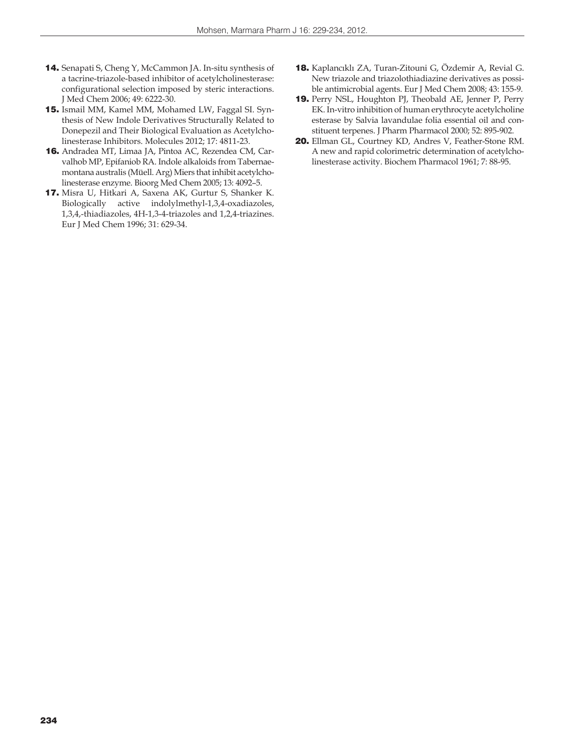14. Senapati S, Cheng Y, McCammon JA. In-situ synthesis of a tacrine-triazole-based inhibitor of acetylcholinesterase: configurational selection imposed by steric interactions. J Med Chem 2006; 49: 6222-30.
15. Ismail MM, Kamel MM, Mohamed LW, Faggal SI. Synthesis of New Indole Derivatives Structurally Related to Donepezil and Their Biological Evaluation as Acetylcholinesterase Inhibitors. Molecules 2012; 17: 4811-23.
16. Andradea MT, Limaa JA, Pintoa AC, Rezendea CM, Carvalhob MP, Epifaniob RA. Indole alkaloids from Tabernaemontana australis (Müell. Arg) Miers that inhibit acetylcholinesterase enzyme. Bioorg Med Chem 2005; 13: 4092–5.
17. Misra U, Hitkari A, Saxena AK, Gurtur S, Shanker K. Biologically active indolylmethyl-1,3,4-oxadiazoles, 1,3,4,-thiadiazoles, 4H-1,3-4-triazoles and 1,2,4-triazines. Eur J Med Chem 1996; 31: 629-34.
18. Kaplancıklı ZA, Turan-Zitouni G, Özdemir A, Revial G. New triazole and triazolothiadiazine derivatives as possible antimicrobial agents. Eur J Med Chem 2008; 43: 155-9.
19. Perry NSL, Houghton PJ, Theobald AE, Jenner P, Perry EK. In-vitro inhibition of human erythrocyte acetylcholine esterase by Salvia lavandulae folia essential oil and constituent terpenes. J Pharm Pharmacol 2000; 52: 895-902.
20. Ellman GL, Courtney KD, Andres V, Feather-Stone RM. A new and rapid colorimetric determination of acetylcholinesterase activity. Biochem Pharmacol 1961; 7: 88-95.